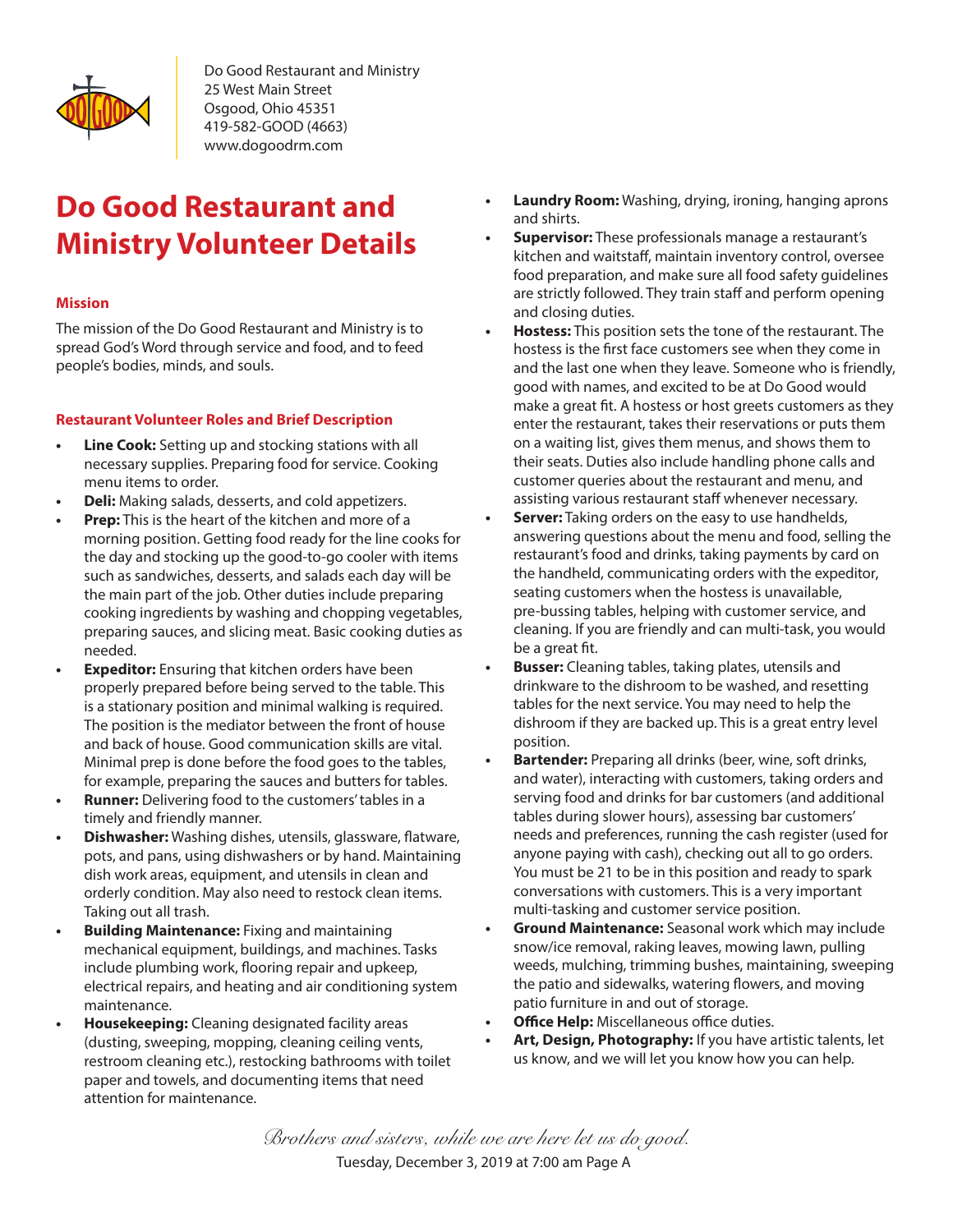Do Good Restaurant and Ministry
25 West Main Street
Osgood, Ohio 45351
419-582-GOOD (4663)
www.dogoodrm.com

# Do Good Restaurant and Ministry Volunteer Details

### Mission

The mission of the Do Good Restaurant and Ministry is to spread God's Word through service and food, and to feed people's bodies, minds, and souls.

### Restaurant Volunteer Roles and Brief Description

- **Line Cook:** Setting up and stocking stations with all necessary supplies. Preparing food for service. Cooking menu items to order.
- **Deli:** Making salads, desserts, and cold appetizers.
- **Prep:** This is the heart of the kitchen and more of a morning position. Getting food ready for the line cooks for the day and stocking up the good-to-go cooler with items such as sandwiches, desserts, and salads each day will be the main part of the job. Other duties include preparing cooking ingredients by washing and chopping vegetables, preparing sauces, and slicing meat. Basic cooking duties as needed.
- **Expeditor:** Ensuring that kitchen orders have been properly prepared before being served to the table. This is a stationary position and minimal walking is required. The position is the mediator between the front of house and back of house. Good communication skills are vital. Minimal prep is done before the food goes to the tables, for example, preparing the sauces and butters for tables.
- **Runner:** Delivering food to the customers' tables in a timely and friendly manner.
- **Dishwasher:** Washing dishes, utensils, glassware, flatware, pots, and pans, using dishwashers or by hand. Maintaining dish work areas, equipment, and utensils in clean and orderly condition. May also need to restock clean items. Taking out all trash.
- **Building Maintenance:** Fixing and maintaining mechanical equipment, buildings, and machines. Tasks include plumbing work, flooring repair and upkeep, electrical repairs, and heating and air conditioning system maintenance.
- **Housekeeping:** Cleaning designated facility areas (dusting, sweeping, mopping, cleaning ceiling vents, restroom cleaning etc.), restocking bathrooms with toilet paper and towels, and documenting items that need attention for maintenance.
- **Laundry Room:** Washing, drying, ironing, hanging aprons and shirts.
- **Supervisor:** These professionals manage a restaurant's kitchen and waitstaff, maintain inventory control, oversee food preparation, and make sure all food safety guidelines are strictly followed. They train staff and perform opening and closing duties.
- **Hostess:** This position sets the tone of the restaurant. The hostess is the first face customers see when they come in and the last one when they leave. Someone who is friendly, good with names, and excited to be at Do Good would make a great fit. A hostess or host greets customers as they enter the restaurant, takes their reservations or puts them on a waiting list, gives them menus, and shows them to their seats. Duties also include handling phone calls and customer queries about the restaurant and menu, and assisting various restaurant staff whenever necessary.
- **Server:** Taking orders on the easy to use handhelds, answering questions about the menu and food, selling the restaurant's food and drinks, taking payments by card on the handheld, communicating orders with the expeditor, seating customers when the hostess is unavailable, pre-bussing tables, helping with customer service, and cleaning. If you are friendly and can multi-task, you would be a great fit.
- **Busser:** Cleaning tables, taking plates, utensils and drinkware to the dishroom to be washed, and resetting tables for the next service. You may need to help the dishroom if they are backed up. This is a great entry level position.
- **Bartender:** Preparing all drinks (beer, wine, soft drinks, and water), interacting with customers, taking orders and serving food and drinks for bar customers (and additional tables during slower hours), assessing bar customers' needs and preferences, running the cash register (used for anyone paying with cash), checking out all to go orders. You must be 21 to be in this position and ready to spark conversations with customers. This is a very important multi-tasking and customer service position.
- **Ground Maintenance:** Seasonal work which may include snow/ice removal, raking leaves, mowing lawn, pulling weeds, mulching, trimming bushes, maintaining, sweeping the patio and sidewalks, watering flowers, and moving patio furniture in and out of storage.
- **Office Help:** Miscellaneous office duties.
- **Art, Design, Photography:** If you have artistic talents, let us know, and we will let you know how you can help.

*Brothers and sisters, while we are here let us do good.*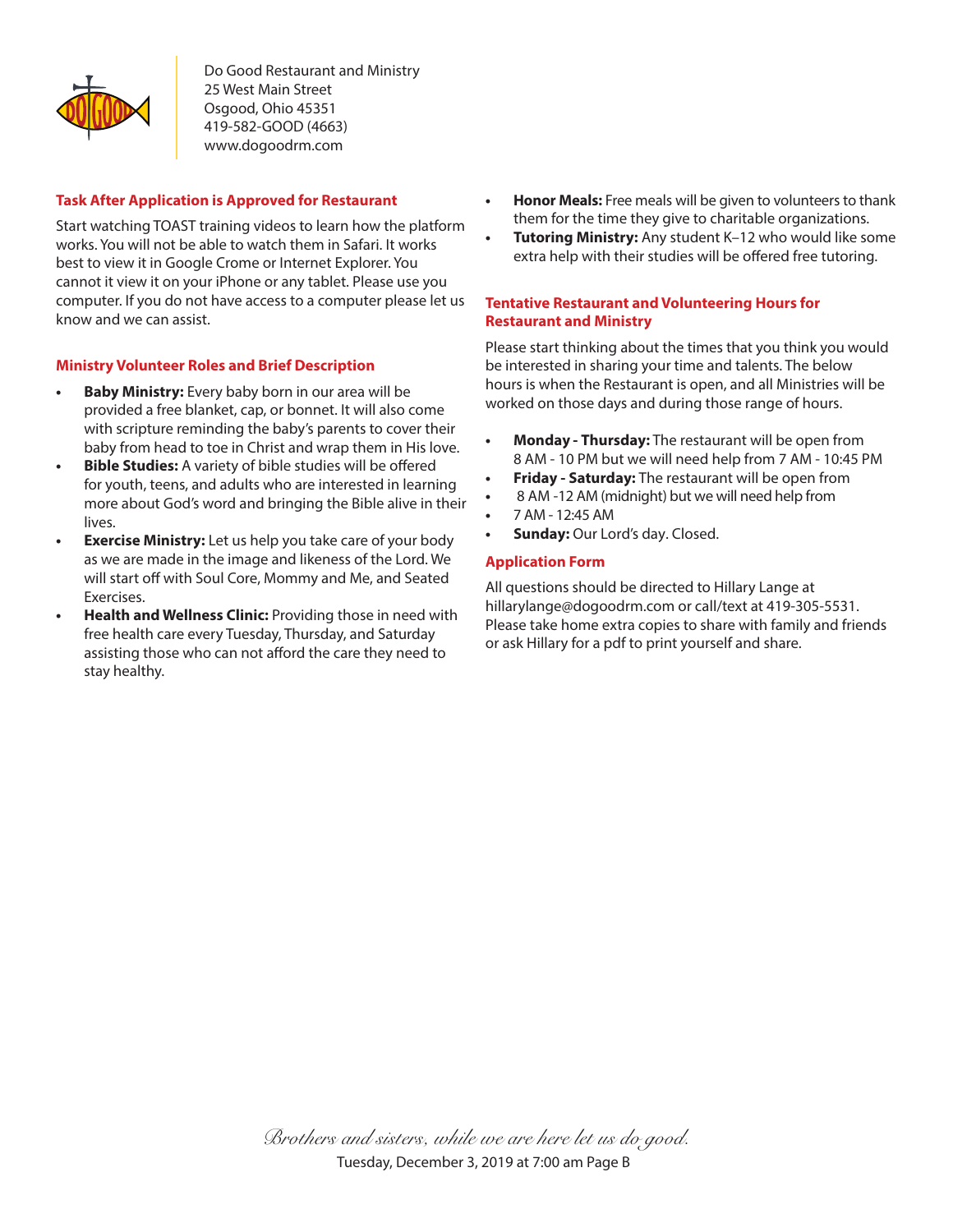Do Good Restaurant and Ministry
25 West Main Street
Osgood, Ohio 45351
419-582-GOOD (4663)
www.dogoodrm.com

## Task After Application is Approved for Restaurant

Start watching TOAST training videos to learn how the platform works. You will not be able to watch them in Safari. It works best to view it in Google Crome or Internet Explorer. You cannot it view it on your iPhone or any tablet. Please use you computer. If you do not have access to a computer please let us know and we can assist.

## Ministry Volunteer Roles and Brief Description

- **Baby Ministry:** Every baby born in our area will be provided a free blanket, cap, or bonnet. It will also come with scripture reminding the baby's parents to cover their baby from head to toe in Christ and wrap them in His love.
- **Bible Studies:** A variety of bible studies will be offered for youth, teens, and adults who are interested in learning more about God's word and bringing the Bible alive in their lives.
- **Exercise Ministry:** Let us help you take care of your body as we are made in the image and likeness of the Lord. We will start off with Soul Core, Mommy and Me, and Seated Exercises.
- **Health and Wellness Clinic:** Providing those in need with free health care every Tuesday, Thursday, and Saturday assisting those who can not afford the care they need to stay healthy.
- **Honor Meals:** Free meals will be given to volunteers to thank them for the time they give to charitable organizations.
- **Tutoring Ministry:** Any student K–12 who would like some extra help with their studies will be offered free tutoring.

## Tentative Restaurant and Volunteering Hours for Restaurant and Ministry

Please start thinking about the times that you think you would be interested in sharing your time and talents. The below hours is when the Restaurant is open, and all Ministries will be worked on those days and during those range of hours.

- **Monday - Thursday:** The restaurant will be open from 8 AM - 10 PM but we will need help from 7 AM - 10:45 PM
- **Friday - Saturday:** The restaurant will be open from
- 8 AM -12 AM (midnight) but we will need help from
- 7 AM - 12:45 AM
- **Sunday:** Our Lord's day. Closed.

## Application Form

All questions should be directed to Hillary Lange at hillarylange@dogoodrm.com or call/text at 419-305-5531. Please take home extra copies to share with family and friends or ask Hillary for a pdf to print yourself and share.

*Brothers and sisters, while we are here let us do good.*